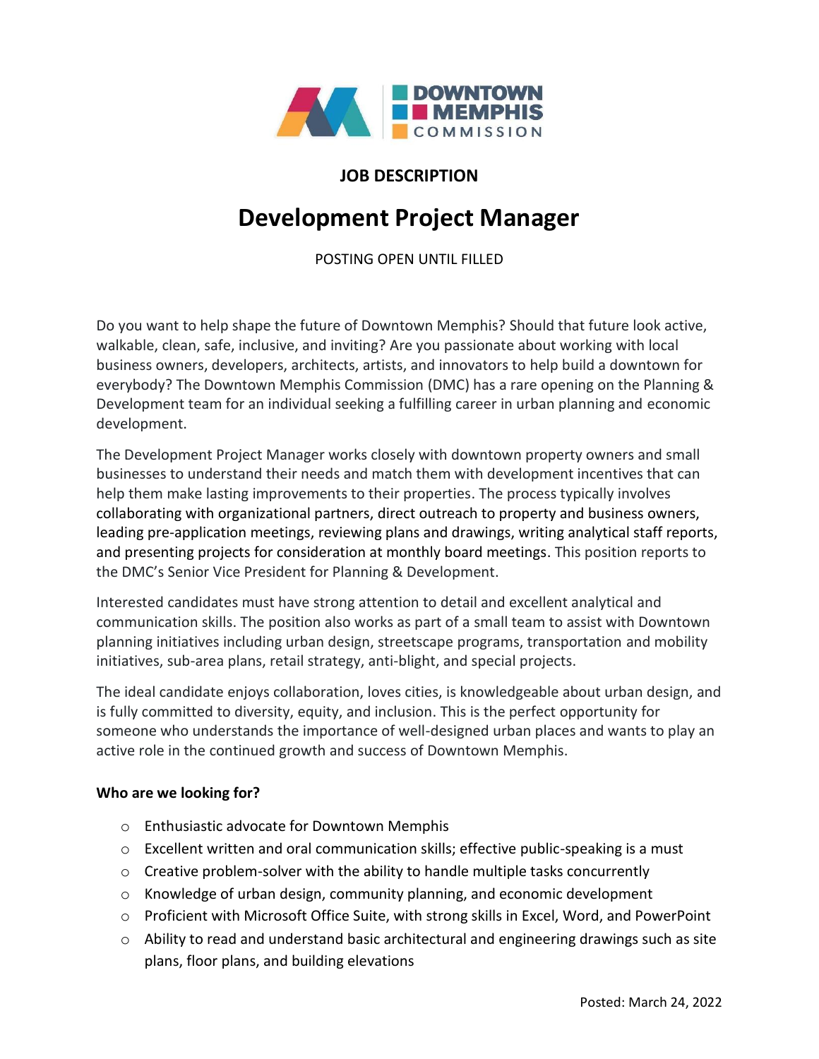DOWNTOWN MEMPHIS COMMISSION

**JOB DESCRIPTION**

# Development Project Manager

POSTING OPEN UNTIL FILLED

Do you want to help shape the future of Downtown Memphis? Should that future look active, walkable, clean, safe, inclusive, and inviting? Are you passionate about working with local business owners, developers, architects, artists, and innovators to help build a downtown for everybody? The Downtown Memphis Commission (DMC) has a rare opening on the Planning & Development team for an individual seeking a fulfilling career in urban planning and economic development.

The Development Project Manager works closely with downtown property owners and small businesses to understand their needs and match them with development incentives that can help them make lasting improvements to their properties. The process typically involves collaborating with organizational partners, direct outreach to property and business owners, leading pre-application meetings, reviewing plans and drawings, writing analytical staff reports, and presenting projects for consideration at monthly board meetings. This position reports to the DMC's Senior Vice President for Planning & Development.

Interested candidates must have strong attention to detail and excellent analytical and communication skills. The position also works as part of a small team to assist with Downtown planning initiatives including urban design, streetscape programs, transportation and mobility initiatives, sub-area plans, retail strategy, anti-blight, and special projects.

The ideal candidate enjoys collaboration, loves cities, is knowledgeable about urban design, and is fully committed to diversity, equity, and inclusion. This is the perfect opportunity for someone who understands the importance of well-designed urban places and wants to play an active role in the continued growth and success of Downtown Memphis.

**Who are we looking for?**

- Enthusiastic advocate for Downtown Memphis
- Excellent written and oral communication skills; effective public-speaking is a must
- Creative problem-solver with the ability to handle multiple tasks concurrently
- Knowledge of urban design, community planning, and economic development
- Proficient with Microsoft Office Suite, with strong skills in Excel, Word, and PowerPoint
- Ability to read and understand basic architectural and engineering drawings such as site plans, floor plans, and building elevations

Posted: March 24, 2022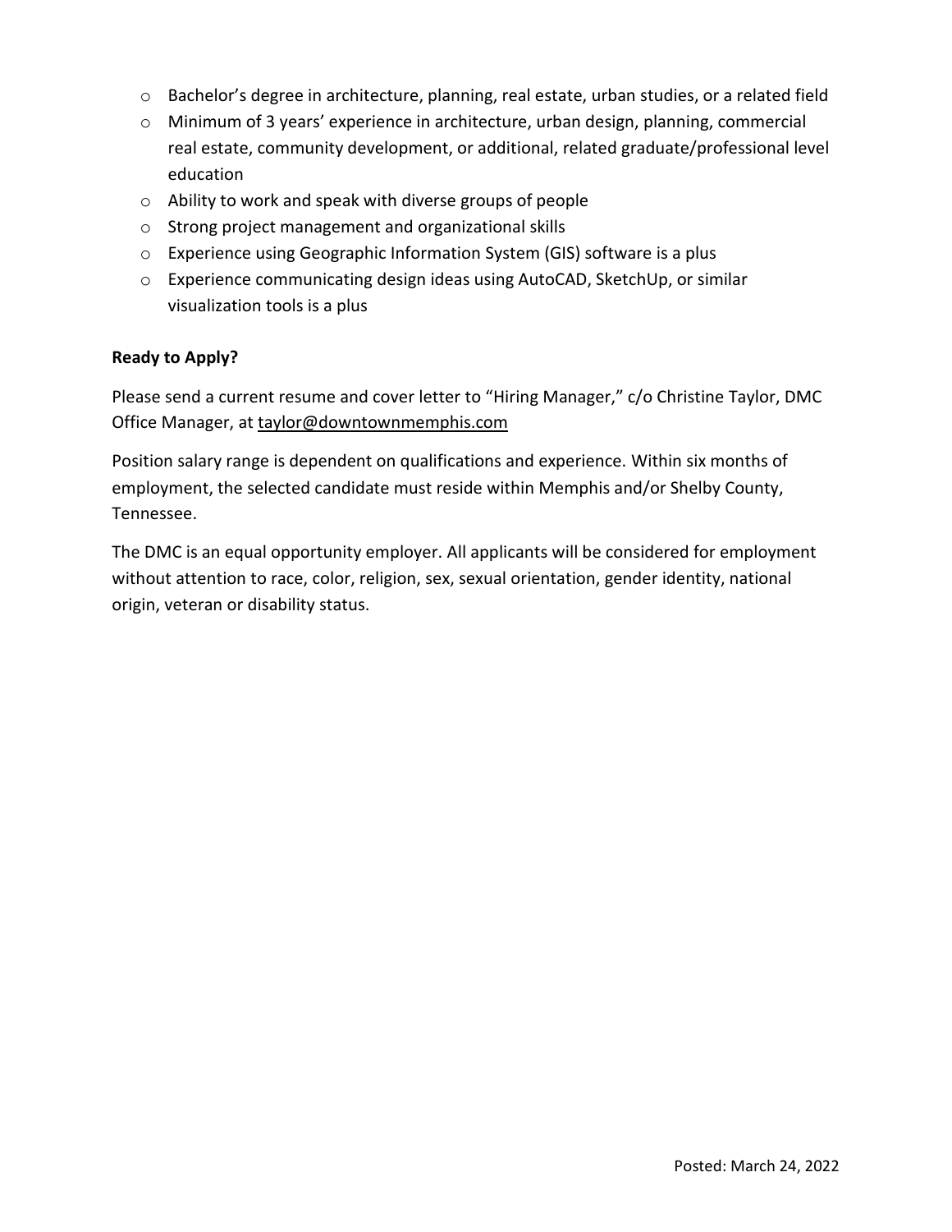- Bachelor's degree in architecture, planning, real estate, urban studies, or a related field
- Minimum of 3 years' experience in architecture, urban design, planning, commercial real estate, community development, or additional, related graduate/professional level education
- Ability to work and speak with diverse groups of people
- Strong project management and organizational skills
- Experience using Geographic Information System (GIS) software is a plus
- Experience communicating design ideas using AutoCAD, SketchUp, or similar visualization tools is a plus

**Ready to Apply?**

Please send a current resume and cover letter to "Hiring Manager," c/o Christine Taylor, DMC Office Manager, at taylor@downtownmemphis.com

Position salary range is dependent on qualifications and experience. Within six months of employment, the selected candidate must reside within Memphis and/or Shelby County, Tennessee.

The DMC is an equal opportunity employer. All applicants will be considered for employment without attention to race, color, religion, sex, sexual orientation, gender identity, national origin, veteran or disability status.

Posted: March 24, 2022